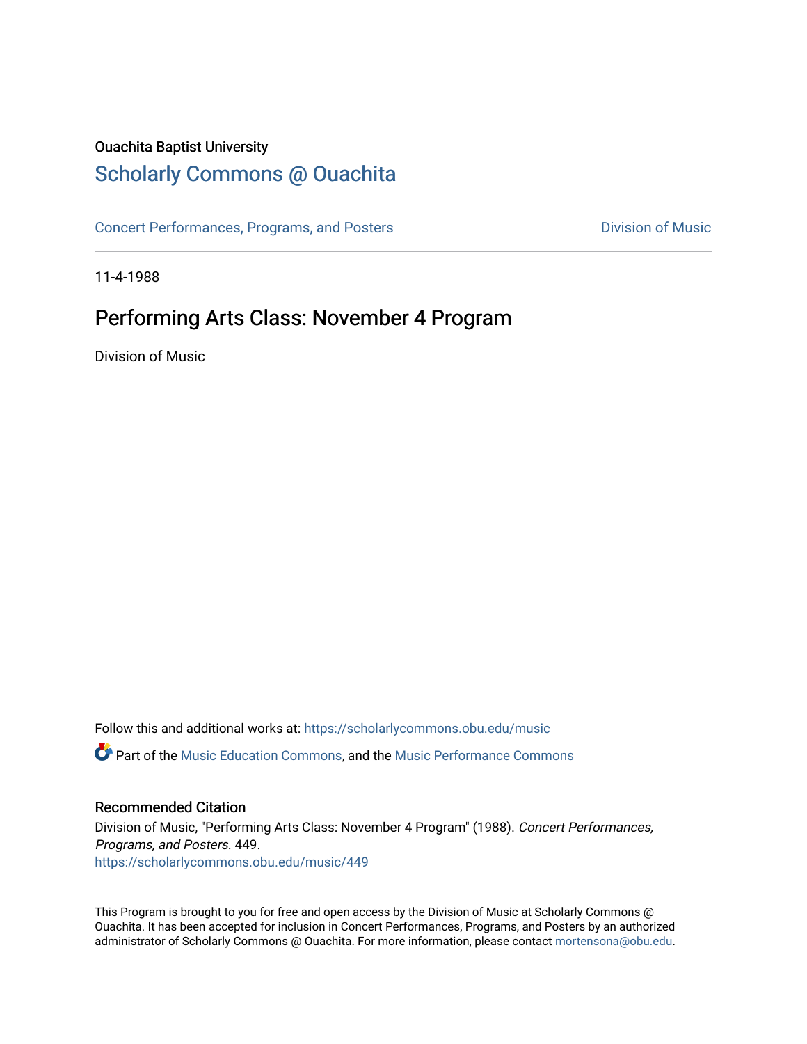Ouachita Baptist University

# Scholarly Commons @ Ouachita

Concert Performances, Programs, and Posters

Division of Music

11-4-1988

## Performing Arts Class: November 4 Program

Division of Music

Follow this and additional works at: https://scholarlycommons.obu.edu/music

Part of the Music Education Commons, and the Music Performance Commons

### Recommended Citation

Division of Music, "Performing Arts Class: November 4 Program" (1988). *Concert Performances, Programs, and Posters*. 449.
https://scholarlycommons.obu.edu/music/449

This Program is brought to you for free and open access by the Division of Music at Scholarly Commons @ Ouachita. It has been accepted for inclusion in Concert Performances, Programs, and Posters by an authorized administrator of Scholarly Commons @ Ouachita. For more information, please contact mortensona@obu.edu.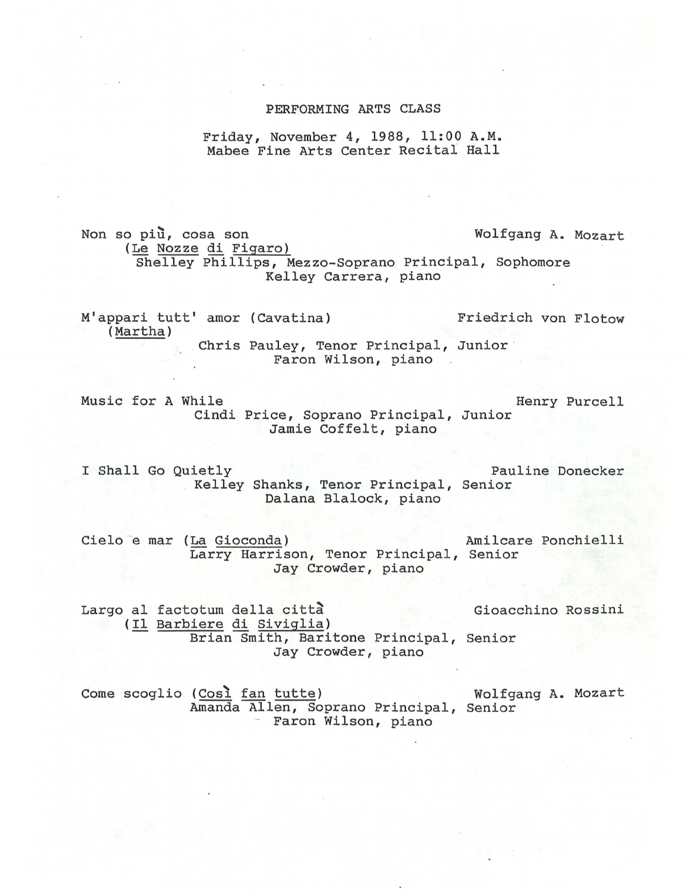# PERFORMING ARTS CLASS

Friday, November 4, 1988, 11:00 A.M.
Mabee Fine Arts Center Recital Hall

Non so più, cosa son — Wolfgang A. Mozart
(*Le Nozze di Figaro*)
Shelley Phillips, Mezzo-Soprano Principal, Sophomore
Kelley Carrera, piano

M'appari tutt' amor (Cavatina) — Friedrich von Flotow
(*Martha*)
Chris Pauley, Tenor Principal, Junior
Faron Wilson, piano

Music for A While — Henry Purcell
Cindi Price, Soprano Principal, Junior
Jamie Coffelt, piano

I Shall Go Quietly — Pauline Donecker
Kelley Shanks, Tenor Principal, Senior
Dalana Blalock, piano

Cielo e mar (*La Gioconda*) — Amilcare Ponchielli
Larry Harrison, Tenor Principal, Senior
Jay Crowder, piano

Largo al factotum della città — Gioacchino Rossini
(*Il Barbiere di Siviglia*)
Brian Smith, Baritone Principal, Senior
Jay Crowder, piano

Come scoglio (*Così fan tutte*) — Wolfgang A. Mozart
Amanda Allen, Soprano Principal, Senior
Faron Wilson, piano